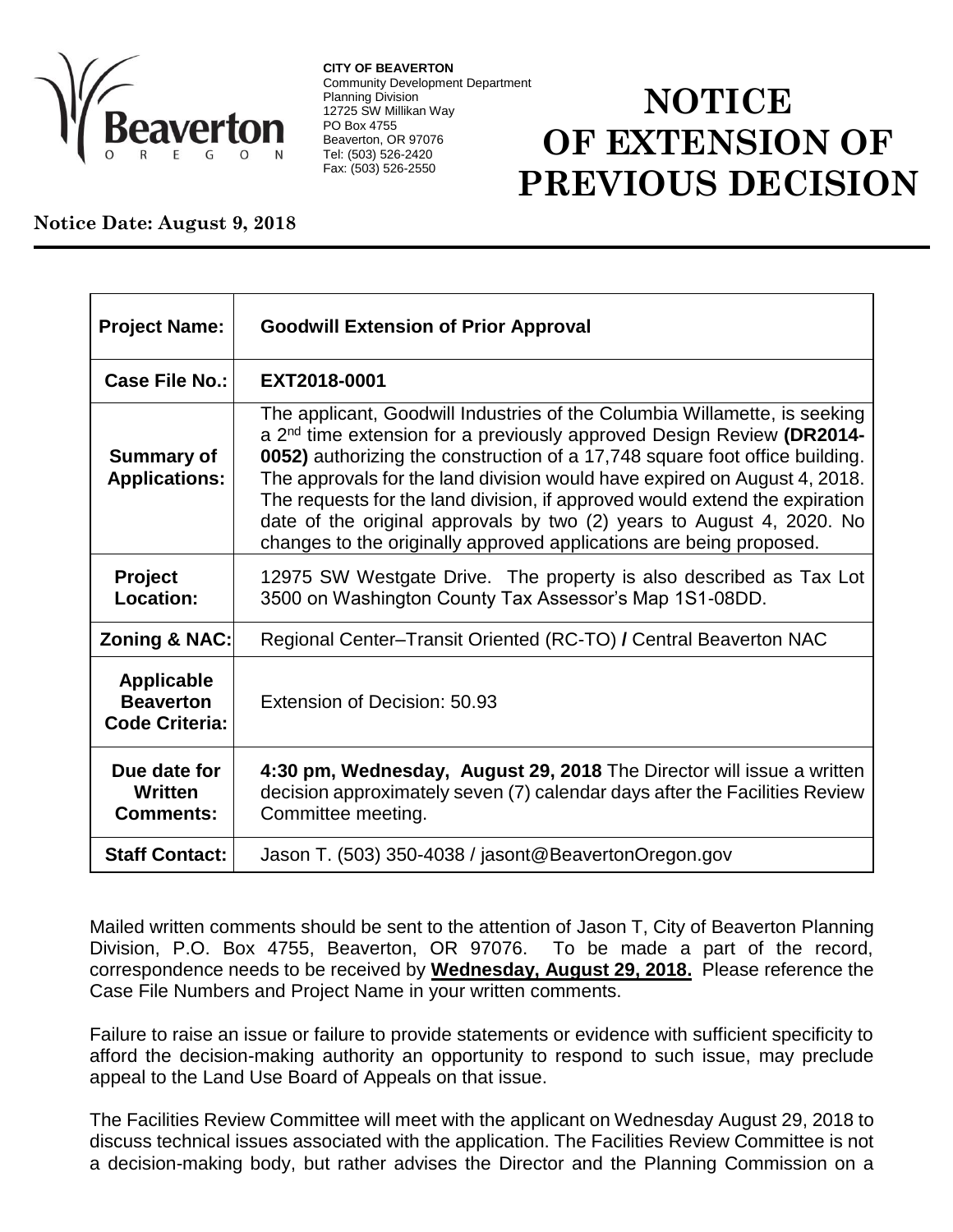**CITY OF BEAVERTON**
Community Development Department
Planning Division
12725 SW Millikan Way
PO Box 4755
Beaverton, OR 97076
Tel: (503) 526-2420
Fax: (503) 526-2550

# NOTICE OF EXTENSION OF PREVIOUS DECISION

**Notice Date: August 9, 2018**

| | |
|---|---|
| **Project Name:** | **Goodwill Extension of Prior Approval** |
| **Case File No.:** | **EXT2018-0001** |
| **Summary of Applications:** | The applicant, Goodwill Industries of the Columbia Willamette, is seeking a 2nd time extension for a previously approved Design Review **(DR2014-0052)** authorizing the construction of a 17,748 square foot office building. The approvals for the land division would have expired on August 4, 2018. The requests for the land division, if approved would extend the expiration date of the original approvals by two (2) years to August 4, 2020. No changes to the originally approved applications are being proposed. |
| **Project Location:** | 12975 SW Westgate Drive. The property is also described as Tax Lot 3500 on Washington County Tax Assessor's Map 1S1-08DD. |
| **Zoning & NAC:** | Regional Center–Transit Oriented (RC-TO) **/** Central Beaverton NAC |
| **Applicable Beaverton Code Criteria:** | Extension of Decision: 50.93 |
| **Due date for Written Comments:** | **4:30 pm, Wednesday, August 29, 2018** The Director will issue a written decision approximately seven (7) calendar days after the Facilities Review Committee meeting. |
| **Staff Contact:** | Jason T. (503) 350-4038 / jasont@BeavertonOregon.gov |

Mailed written comments should be sent to the attention of Jason T, City of Beaverton Planning Division, P.O. Box 4755, Beaverton, OR 97076. To be made a part of the record, correspondence needs to be received by **Wednesday, August 29, 2018.** Please reference the Case File Numbers and Project Name in your written comments.

Failure to raise an issue or failure to provide statements or evidence with sufficient specificity to afford the decision-making authority an opportunity to respond to such issue, may preclude appeal to the Land Use Board of Appeals on that issue.

The Facilities Review Committee will meet with the applicant on Wednesday August 29, 2018 to discuss technical issues associated with the application. The Facilities Review Committee is not a decision-making body, but rather advises the Director and the Planning Commission on a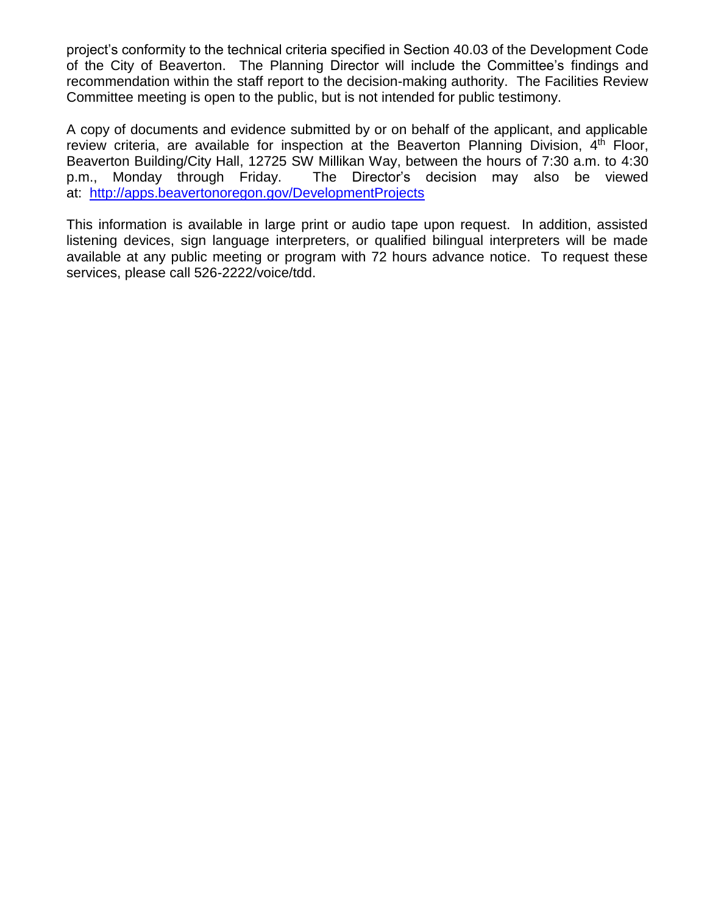project's conformity to the technical criteria specified in Section 40.03 of the Development Code of the City of Beaverton. The Planning Director will include the Committee's findings and recommendation within the staff report to the decision-making authority. The Facilities Review Committee meeting is open to the public, but is not intended for public testimony.

A copy of documents and evidence submitted by or on behalf of the applicant, and applicable review criteria, are available for inspection at the Beaverton Planning Division, 4th Floor, Beaverton Building/City Hall, 12725 SW Millikan Way, between the hours of 7:30 a.m. to 4:30 p.m., Monday through Friday. The Director's decision may also be viewed at: [http://apps.beavertonoregon.gov/DevelopmentProjects](http://apps.beavertonoregon.gov/DevelopmentProjects)

This information is available in large print or audio tape upon request. In addition, assisted listening devices, sign language interpreters, or qualified bilingual interpreters will be made available at any public meeting or program with 72 hours advance notice. To request these services, please call 526-2222/voice/tdd.